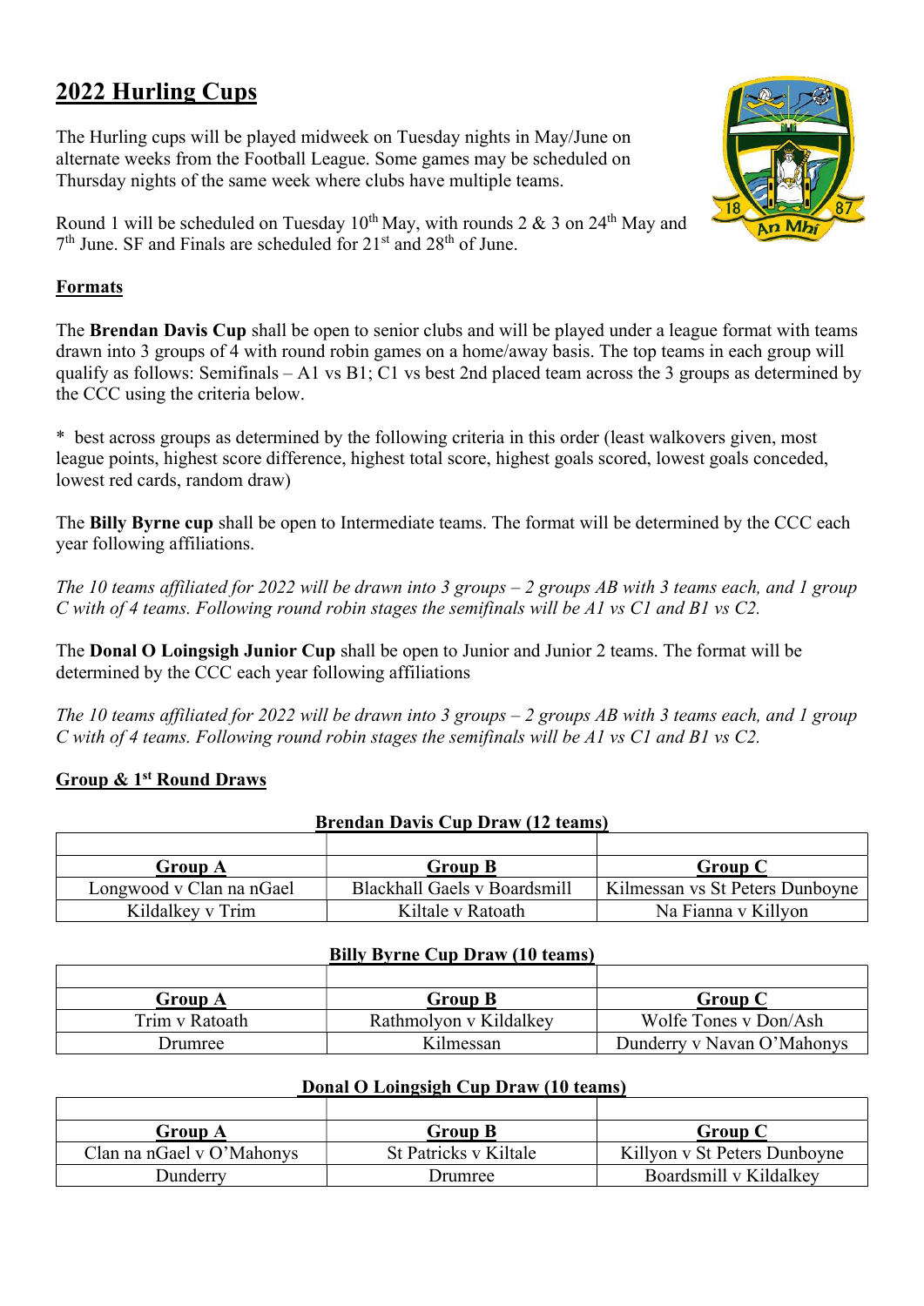# 2022 Hurling Cups

The Hurling cups will be played midweek on Tuesday nights in May/June on alternate weeks from the Football League. Some games may be scheduled on Thursday nights of the same week where clubs have multiple teams.

Round 1 will be scheduled on Tuesday 10th May, with rounds 2 & 3 on 24th May and 7th June. SF and Finals are scheduled for 21st and 28th of June.

## Formats

The **Brendan Davis Cup** shall be open to senior clubs and will be played under a league format with teams drawn into 3 groups of 4 with round robin games on a home/away basis. The top teams in each group will qualify as follows: Semifinals – A1 vs B1; C1 vs best 2nd placed team across the 3 groups as determined by the CCC using the criteria below.

\* best across groups as determined by the following criteria in this order (least walkovers given, most league points, highest score difference, highest total score, highest goals scored, lowest goals conceded, lowest red cards, random draw)

The **Billy Byrne cup** shall be open to Intermediate teams. The format will be determined by the CCC each year following affiliations.

*The 10 teams affiliated for 2022 will be drawn into 3 groups – 2 groups AB with 3 teams each, and 1 group C with of 4 teams. Following round robin stages the semifinals will be A1 vs C1 and B1 vs C2.*

The **Donal O Loingsigh Junior Cup** shall be open to Junior and Junior 2 teams. The format will be determined by the CCC each year following affiliations

*The 10 teams affiliated for 2022 will be drawn into 3 groups – 2 groups AB with 3 teams each, and 1 group C with of 4 teams. Following round robin stages the semifinals will be A1 vs C1 and B1 vs C2.*

## Group & 1st Round Draws

**Brendan Davis Cup Draw (12 teams)**

| **Group A** | **Group B** | **Group C** |
|---|---|---|
| Longwood v Clan na nGael | Blackhall Gaels v Boardsmill | Kilmessan vs St Peters Dunboyne |
| Kildalkey v Trim | Kiltale v Ratoath | Na Fianna v Killyon |

**Billy Byrne Cup Draw (10 teams)**

| **Group A** | **Group B** | **Group C** |
|---|---|---|
| Trim v Ratoath | Rathmolyon v Kildalkey | Wolfe Tones v Don/Ash |
| Drumree | Kilmessan | Dunderry v Navan O'Mahonys |

**Donal O Loingsigh Cup Draw (10 teams)**

| **Group A** | **Group B** | **Group C** |
|---|---|---|
| Clan na nGael v O'Mahonys | St Patricks v Kiltale | Killyon v St Peters Dunboyne |
| Dunderry | Drumree | Boardsmill v Kildalkey |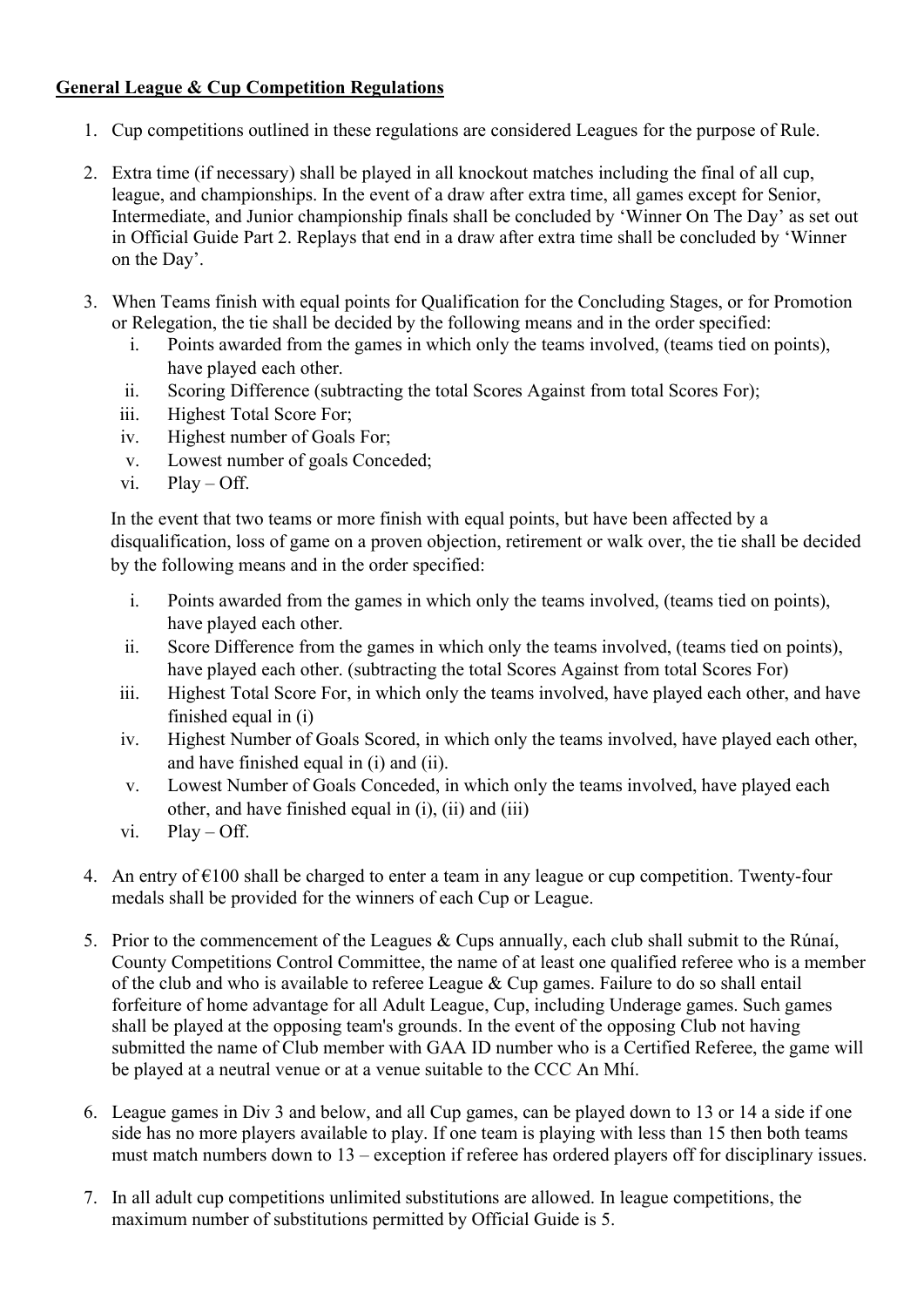**General League & Cup Competition Regulations**

1. Cup competitions outlined in these regulations are considered Leagues for the purpose of Rule.

2. Extra time (if necessary) shall be played in all knockout matches including the final of all cup, league, and championships. In the event of a draw after extra time, all games except for Senior, Intermediate, and Junior championship finals shall be concluded by 'Winner On The Day' as set out in Official Guide Part 2. Replays that end in a draw after extra time shall be concluded by 'Winner on the Day'.

3. When Teams finish with equal points for Qualification for the Concluding Stages, or for Promotion or Relegation, the tie shall be decided by the following means and in the order specified:
   i. Points awarded from the games in which only the teams involved, (teams tied on points), have played each other.
   ii. Scoring Difference (subtracting the total Scores Against from total Scores For);
   iii. Highest Total Score For;
   iv. Highest number of Goals For;
   v. Lowest number of goals Conceded;
   vi. Play – Off.

   In the event that two teams or more finish with equal points, but have been affected by a disqualification, loss of game on a proven objection, retirement or walk over, the tie shall be decided by the following means and in the order specified:

   i. Points awarded from the games in which only the teams involved, (teams tied on points), have played each other.
   ii. Score Difference from the games in which only the teams involved, (teams tied on points), have played each other. (subtracting the total Scores Against from total Scores For)
   iii. Highest Total Score For, in which only the teams involved, have played each other, and have finished equal in (i)
   iv. Highest Number of Goals Scored, in which only the teams involved, have played each other, and have finished equal in (i) and (ii).
   v. Lowest Number of Goals Conceded, in which only the teams involved, have played each other, and have finished equal in (i), (ii) and (iii)
   vi. Play – Off.

4. An entry of €100 shall be charged to enter a team in any league or cup competition. Twenty-four medals shall be provided for the winners of each Cup or League.

5. Prior to the commencement of the Leagues & Cups annually, each club shall submit to the Rúnaí, County Competitions Control Committee, the name of at least one qualified referee who is a member of the club and who is available to referee League & Cup games. Failure to do so shall entail forfeiture of home advantage for all Adult League, Cup, including Underage games. Such games shall be played at the opposing team's grounds. In the event of the opposing Club not having submitted the name of Club member with GAA ID number who is a Certified Referee, the game will be played at a neutral venue or at a venue suitable to the CCC An Mhí.

6. League games in Div 3 and below, and all Cup games, can be played down to 13 or 14 a side if one side has no more players available to play. If one team is playing with less than 15 then both teams must match numbers down to 13 – exception if referee has ordered players off for disciplinary issues.

7. In all adult cup competitions unlimited substitutions are allowed. In league competitions, the maximum number of substitutions permitted by Official Guide is 5.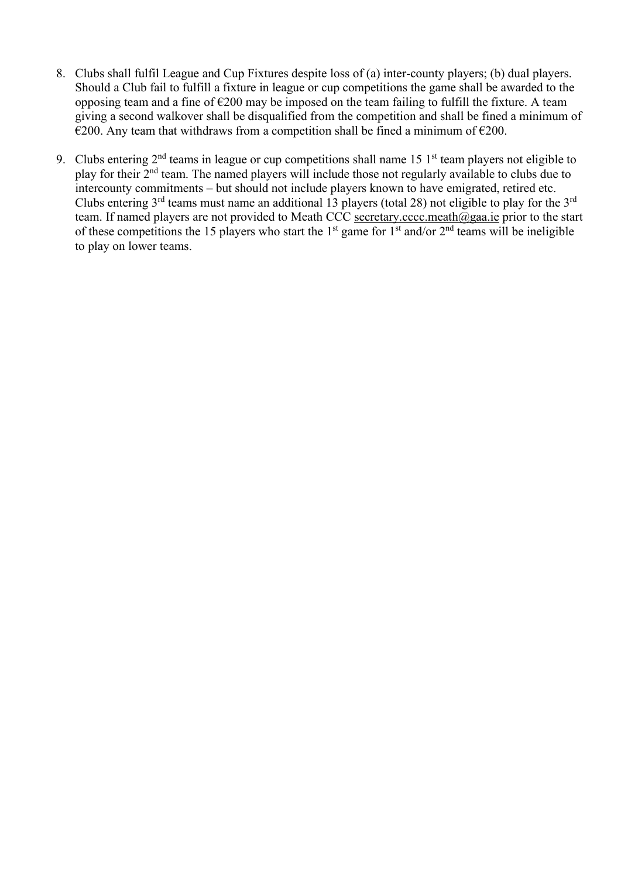8. Clubs shall fulfil League and Cup Fixtures despite loss of (a) inter-county players; (b) dual players. Should a Club fail to fulfill a fixture in league or cup competitions the game shall be awarded to the opposing team and a fine of €200 may be imposed on the team failing to fulfill the fixture. A team giving a second walkover shall be disqualified from the competition and shall be fined a minimum of €200. Any team that withdraws from a competition shall be fined a minimum of €200.

9. Clubs entering 2nd teams in league or cup competitions shall name 15 1st team players not eligible to play for their 2nd team. The named players will include those not regularly available to clubs due to intercounty commitments – but should not include players known to have emigrated, retired etc. Clubs entering 3rd teams must name an additional 13 players (total 28) not eligible to play for the 3rd team. If named players are not provided to Meath CCC secretary.cccc.meath@gaa.ie prior to the start of these competitions the 15 players who start the 1st game for 1st and/or 2nd teams will be ineligible to play on lower teams.